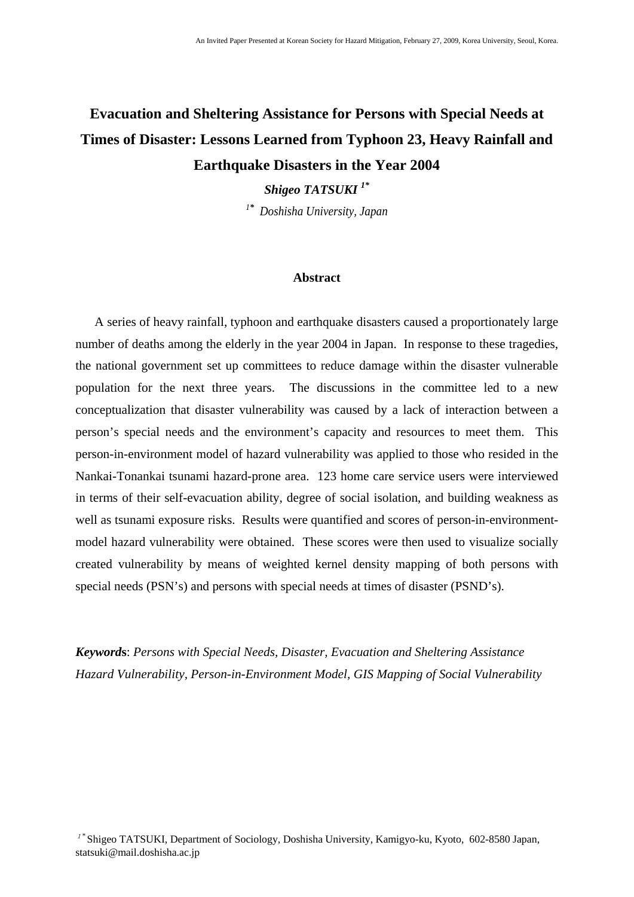# Evacuation and Sheltering Assistance for Persons with Special Needs at Times of Disaster: Lessons Learned from Typhoon 23, Heavy Rainfall and Earthquake Disasters in the Year 2004

***Shigeo TATSUKI [1*]***

*[1*] Doshisha University, Japan*

## Abstract

A series of heavy rainfall, typhoon and earthquake disasters caused a proportionately large number of deaths among the elderly in the year 2004 in Japan. In response to these tragedies, the national government set up committees to reduce damage within the disaster vulnerable population for the next three years. The discussions in the committee led to a new conceptualization that disaster vulnerability was caused by a lack of interaction between a person's special needs and the environment's capacity and resources to meet them. This person-in-environment model of hazard vulnerability was applied to those who resided in the Nankai-Tonankai tsunami hazard-prone area. 123 home care service users were interviewed in terms of their self-evacuation ability, degree of social isolation, and building weakness as well as tsunami exposure risks. Results were quantified and scores of person-in-environment-model hazard vulnerability were obtained. These scores were then used to visualize socially created vulnerability by means of weighted kernel density mapping of both persons with special needs (PSN's) and persons with special needs at times of disaster (PSND's).

***Keywords***: *Persons with Special Needs, Disaster, Evacuation and Sheltering Assistance Hazard Vulnerability, Person-in-Environment Model, GIS Mapping of Social Vulnerability*

[1*] Shigeo TATSUKI, Department of Sociology, Doshisha University, Kamigyo-ku, Kyoto, 602-8580 Japan, statsuki@mail.doshisha.ac.jp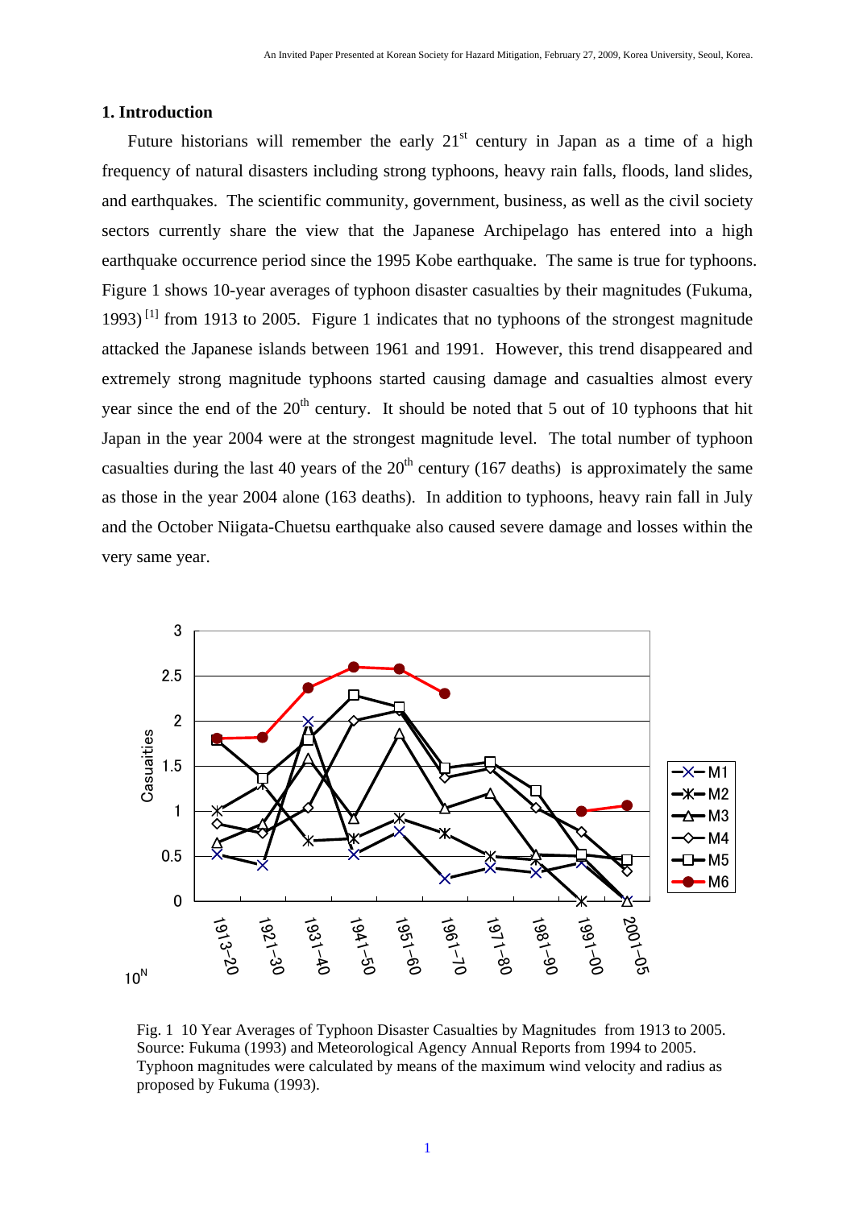## 1. Introduction

Future historians will remember the early 21st century in Japan as a time of a high frequency of natural disasters including strong typhoons, heavy rain falls, floods, land slides, and earthquakes. The scientific community, government, business, as well as the civil society sectors currently share the view that the Japanese Archipelago has entered into a high earthquake occurrence period since the 1995 Kobe earthquake. The same is true for typhoons. Figure 1 shows 10-year averages of typhoon disaster casualties by their magnitudes (Fukuma, 1993) [1] from 1913 to 2005. Figure 1 indicates that no typhoons of the strongest magnitude attacked the Japanese islands between 1961 and 1991. However, this trend disappeared and extremely strong magnitude typhoons started causing damage and casualties almost every year since the end of the 20th century. It should be noted that 5 out of 10 typhoons that hit Japan in the year 2004 were at the strongest magnitude level. The total number of typhoon casualties during the last 40 years of the 20th century (167 deaths) is approximately the same as those in the year 2004 alone (163 deaths). In addition to typhoons, heavy rain fall in July and the October Niigata-Chuetsu earthquake also caused severe damage and losses within the very same year.

Casualties

3
2.5
2
1.5
1
0.5
0

$10^N$

1913-20
1921-30
1931-40
1941-50
1951-60
1961-70
1971-80
1981-90
1991-00
2001-05

M1
M2
M3
M4
M5
M6

Fig. 1 10 Year Averages of Typhoon Disaster Casualties by Magnitudes from 1913 to 2005.
Source: Fukuma (1993) and Meteorological Agency Annual Reports from 1994 to 2005.
Typhoon magnitudes were calculated by means of the maximum wind velocity and radius as proposed by Fukuma (1993).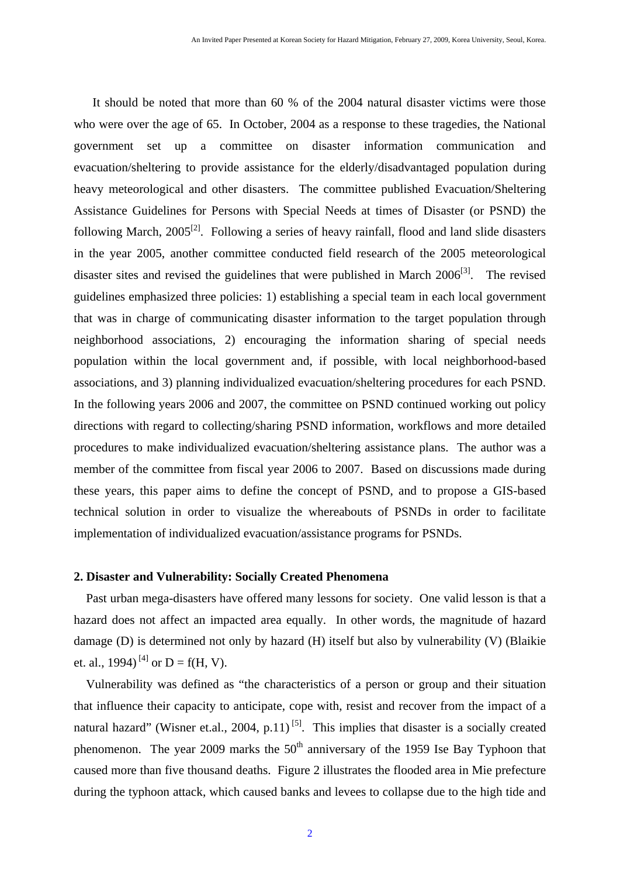It should be noted that more than 60 % of the 2004 natural disaster victims were those who were over the age of 65. In October, 2004 as a response to these tragedies, the National government set up a committee on disaster information communication and evacuation/sheltering to provide assistance for the elderly/disadvantaged population during heavy meteorological and other disasters. The committee published Evacuation/Sheltering Assistance Guidelines for Persons with Special Needs at times of Disaster (or PSND) the following March, 2005[2]. Following a series of heavy rainfall, flood and land slide disasters in the year 2005, another committee conducted field research of the 2005 meteorological disaster sites and revised the guidelines that were published in March 2006[3]. The revised guidelines emphasized three policies: 1) establishing a special team in each local government that was in charge of communicating disaster information to the target population through neighborhood associations, 2) encouraging the information sharing of special needs population within the local government and, if possible, with local neighborhood-based associations, and 3) planning individualized evacuation/sheltering procedures for each PSND. In the following years 2006 and 2007, the committee on PSND continued working out policy directions with regard to collecting/sharing PSND information, workflows and more detailed procedures to make individualized evacuation/sheltering assistance plans. The author was a member of the committee from fiscal year 2006 to 2007. Based on discussions made during these years, this paper aims to define the concept of PSND, and to propose a GIS-based technical solution in order to visualize the whereabouts of PSNDs in order to facilitate implementation of individualized evacuation/assistance programs for PSNDs.

## 2. Disaster and Vulnerability: Socially Created Phenomena

Past urban mega-disasters have offered many lessons for society. One valid lesson is that a hazard does not affect an impacted area equally. In other words, the magnitude of hazard damage (D) is determined not only by hazard (H) itself but also by vulnerability (V) (Blaikie et. al., 1994) [4] or $D = f(H, V)$.

Vulnerability was defined as "the characteristics of a person or group and their situation that influence their capacity to anticipate, cope with, resist and recover from the impact of a natural hazard" (Wisner et.al., 2004, p.11) [5]. This implies that disaster is a socially created phenomenon. The year 2009 marks the 50th anniversary of the 1959 Ise Bay Typhoon that caused more than five thousand deaths. Figure 2 illustrates the flooded area in Mie prefecture during the typhoon attack, which caused banks and levees to collapse due to the high tide and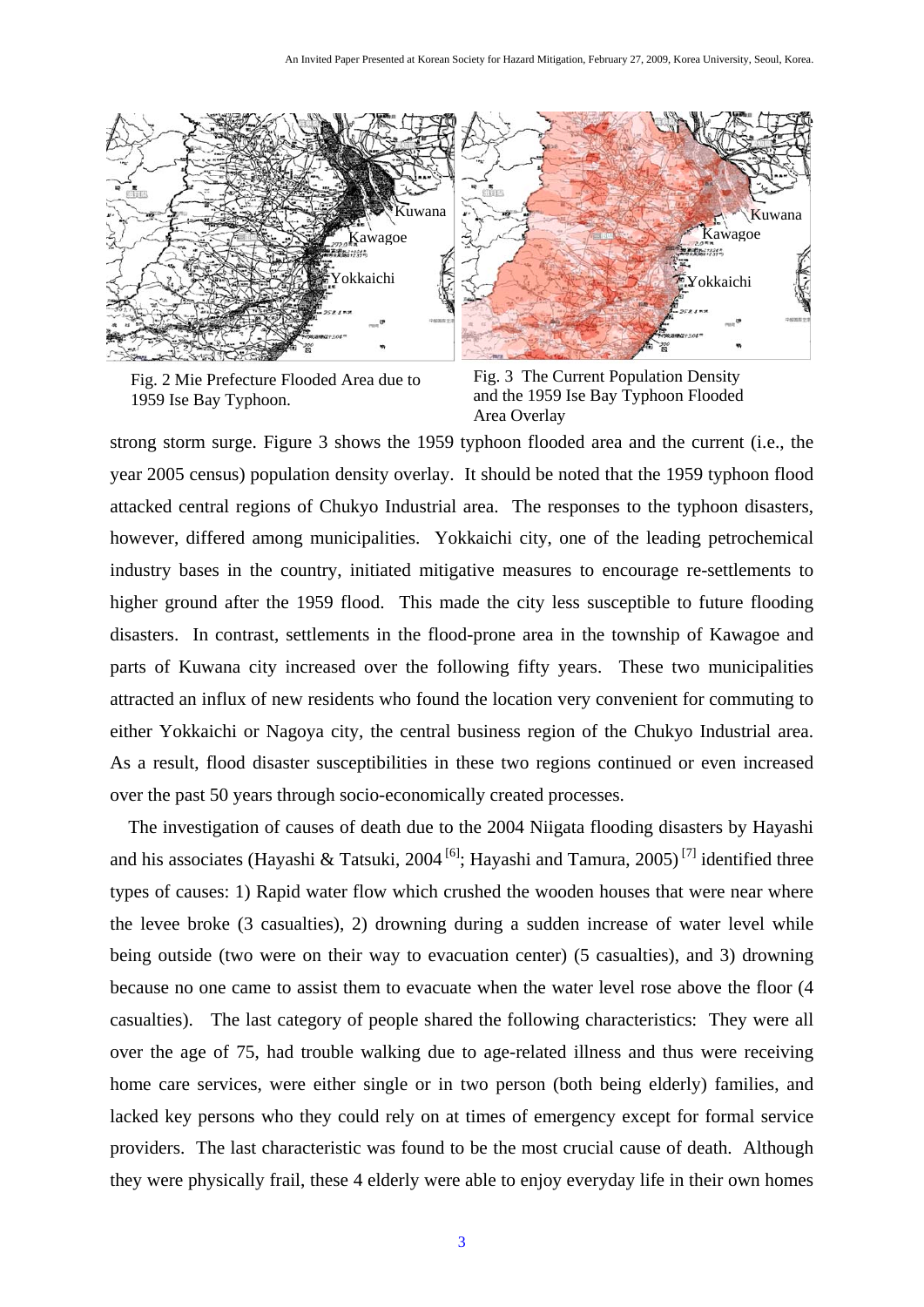Kuwana

Kawagoe

Yokkaichi

Fig. 2 Mie Prefecture Flooded Area due to 1959 Ise Bay Typhoon.

Kuwana

Kawagoe

Yokkaichi

Fig. 3 The Current Population Density and the 1959 Ise Bay Typhoon Flooded Area Overlay

strong storm surge. Figure 3 shows the 1959 typhoon flooded area and the current (i.e., the year 2005 census) population density overlay. It should be noted that the 1959 typhoon flood attacked central regions of Chukyo Industrial area. The responses to the typhoon disasters, however, differed among municipalities. Yokkaichi city, one of the leading petrochemical industry bases in the country, initiated mitigative measures to encourage re-settlements to higher ground after the 1959 flood. This made the city less susceptible to future flooding disasters. In contrast, settlements in the flood-prone area in the township of Kawagoe and parts of Kuwana city increased over the following fifty years. These two municipalities attracted an influx of new residents who found the location very convenient for commuting to either Yokkaichi or Nagoya city, the central business region of the Chukyo Industrial area. As a result, flood disaster susceptibilities in these two regions continued or even increased over the past 50 years through socio-economically created processes.

The investigation of causes of death due to the 2004 Niigata flooding disasters by Hayashi and his associates (Hayashi & Tatsuki, 2004 [6]; Hayashi and Tamura, 2005) [7] identified three types of causes: 1) Rapid water flow which crushed the wooden houses that were near where the levee broke (3 casualties), 2) drowning during a sudden increase of water level while being outside (two were on their way to evacuation center) (5 casualties), and 3) drowning because no one came to assist them to evacuate when the water level rose above the floor (4 casualties). The last category of people shared the following characteristics: They were all over the age of 75, had trouble walking due to age-related illness and thus were receiving home care services, were either single or in two person (both being elderly) families, and lacked key persons who they could rely on at times of emergency except for formal service providers. The last characteristic was found to be the most crucial cause of death. Although they were physically frail, these 4 elderly were able to enjoy everyday life in their own homes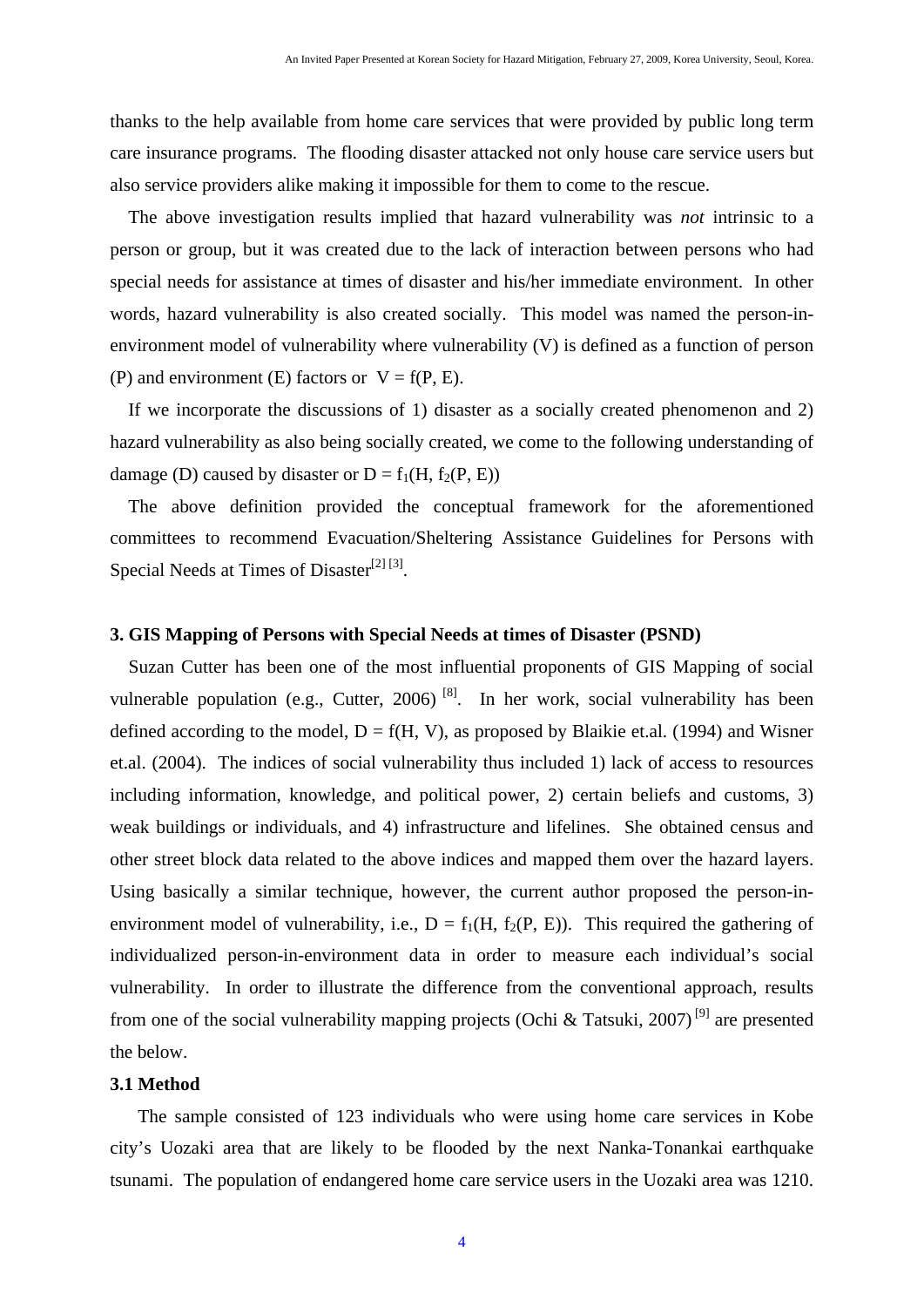thanks to the help available from home care services that were provided by public long term care insurance programs. The flooding disaster attacked not only house care service users but also service providers alike making it impossible for them to come to the rescue.

The above investigation results implied that hazard vulnerability was *not* intrinsic to a person or group, but it was created due to the lack of interaction between persons who had special needs for assistance at times of disaster and his/her immediate environment. In other words, hazard vulnerability is also created socially. This model was named the person-in-environment model of vulnerability where vulnerability (V) is defined as a function of person (P) and environment (E) factors or $V = f(P, E)$.

If we incorporate the discussions of 1) disaster as a socially created phenomenon and 2) hazard vulnerability as also being socially created, we come to the following understanding of damage (D) caused by disaster or $D = f_1(H, f_2(P, E))$

The above definition provided the conceptual framework for the aforementioned committees to recommend Evacuation/Sheltering Assistance Guidelines for Persons with Special Needs at Times of Disaster[2] [3].

### 3. GIS Mapping of Persons with Special Needs at times of Disaster (PSND)

Suzan Cutter has been one of the most influential proponents of GIS Mapping of social vulnerable population (e.g., Cutter, 2006) [8]. In her work, social vulnerability has been defined according to the model, $D = f(H, V)$, as proposed by Blaikie et.al. (1994) and Wisner et.al. (2004). The indices of social vulnerability thus included 1) lack of access to resources including information, knowledge, and political power, 2) certain beliefs and customs, 3) weak buildings or individuals, and 4) infrastructure and lifelines. She obtained census and other street block data related to the above indices and mapped them over the hazard layers. Using basically a similar technique, however, the current author proposed the person-in-environment model of vulnerability, i.e., $D = f_1(H, f_2(P, E))$. This required the gathering of individualized person-in-environment data in order to measure each individual's social vulnerability. In order to illustrate the difference from the conventional approach, results from one of the social vulnerability mapping projects (Ochi & Tatsuki, 2007) [9] are presented the below.

#### 3.1 Method

The sample consisted of 123 individuals who were using home care services in Kobe city's Uozaki area that are likely to be flooded by the next Nanka-Tonankai earthquake tsunami. The population of endangered home care service users in the Uozaki area was 1210.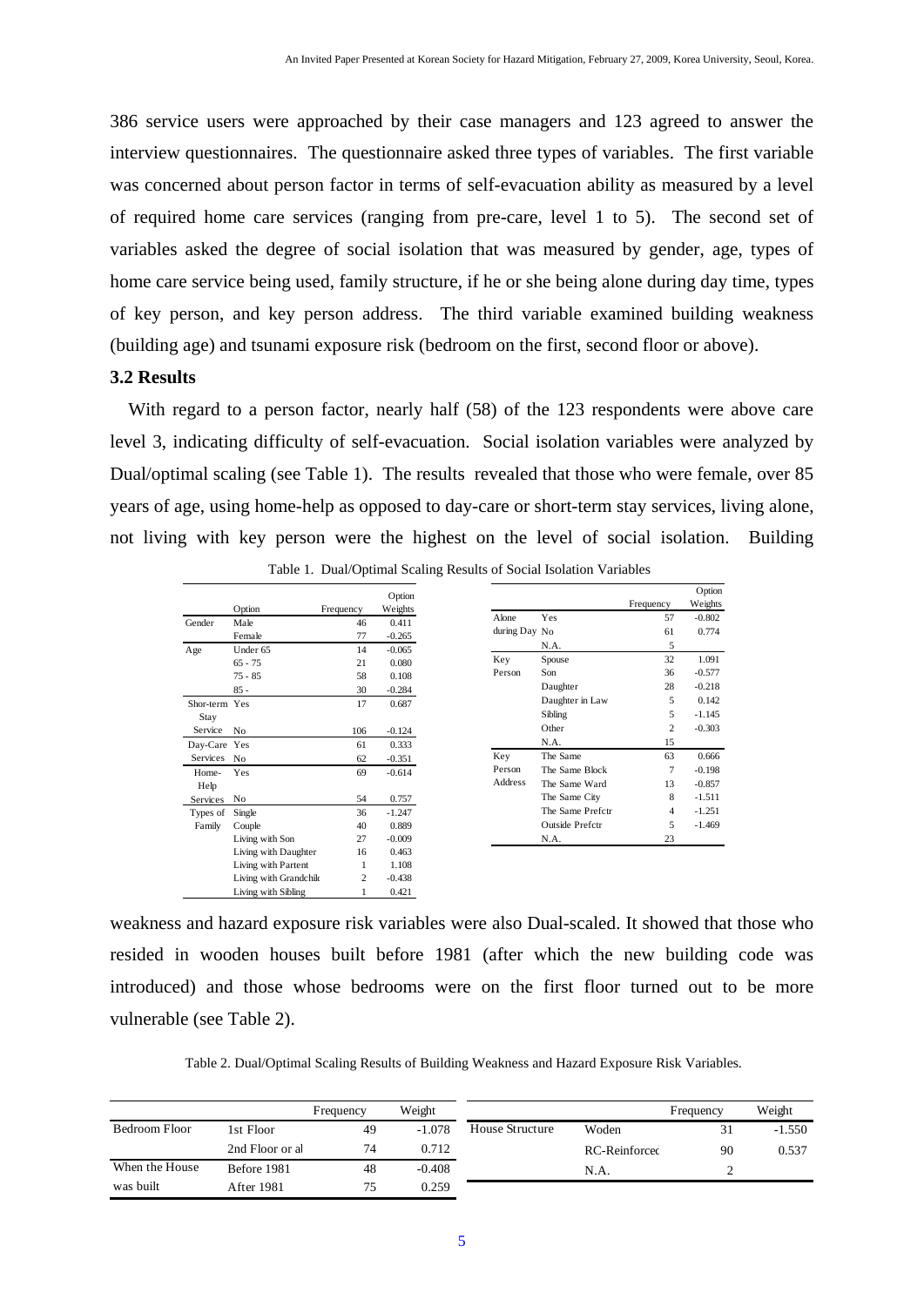386 service users were approached by their case managers and 123 agreed to answer the interview questionnaires. The questionnaire asked three types of variables. The first variable was concerned about person factor in terms of self-evacuation ability as measured by a level of required home care services (ranging from pre-care, level 1 to 5). The second set of variables asked the degree of social isolation that was measured by gender, age, types of home care service being used, family structure, if he or she being alone during day time, types of key person, and key person address. The third variable examined building weakness (building age) and tsunami exposure risk (bedroom on the first, second floor or above).

### 3.2 Results

With regard to a person factor, nearly half (58) of the 123 respondents were above care level 3, indicating difficulty of self-evacuation. Social isolation variables were analyzed by Dual/optimal scaling (see Table 1). The results revealed that those who were female, over 85 years of age, using home-help as opposed to day-care or short-term stay services, living alone, not living with key person were the highest on the level of social isolation. Building weakness and hazard exposure risk variables were also Dual-scaled. It showed that those who resided in wooden houses built before 1981 (after which the new building code was introduced) and those whose bedrooms were on the first floor turned out to be more vulnerable (see Table 2).

Table 1. Dual/Optimal Scaling Results of Social Isolation Variables

| | Option | Frequency | Option Weights |
|---|---|---|---|
| Gender | Male | 46 | 0.411 |
| | Female | 77 | -0.265 |
| Age | Under 65 | 14 | -0.065 |
| | 65 - 75 | 21 | 0.080 |
| | 75 - 85 | 58 | 0.108 |
| | 85 - | 30 | -0.284 |
| Short-term Stay Service | Yes | 17 | 0.687 |
| | No | 106 | -0.124 |
| Day-Care Services | Yes | 61 | 0.333 |
| | No | 62 | -0.351 |
| Home-Help Services | Yes | 69 | -0.614 |
| | No | 54 | 0.757 |
| Types of Family | Single | 36 | -1.247 |
| | Couple | 40 | 0.889 |
| | Living with Son | 27 | -0.009 |
| | Living with Daughter | 16 | 0.463 |
| | Living with Partent | 1 | 1.108 |
| | Living with Grandchild | 2 | -0.438 |
| | Living with Sibling | 1 | 0.421 |

| | | Frequency | Option Weights |
|---|---|---|---|
| Alone during Day | Yes | 57 | -0.802 |
| | No | 61 | 0.774 |
| | N.A. | 5 | |
| Key Person | Spouse | 32 | 1.091 |
| | Son | 36 | -0.577 |
| | Daughter | 28 | -0.218 |
| | Daughter in Law | 5 | 0.142 |
| | Sibling | 5 | -1.145 |
| | Other | 2 | -0.303 |
| | N.A. | 15 | |
| Key Person Address | The Same | 63 | 0.666 |
| | The Same Block | 7 | -0.198 |
| | The Same Ward | 13 | -0.857 |
| | The Same City | 8 | -1.511 |
| | The Same Prefctr | 4 | -1.251 |
| | Outside Prefctr | 5 | -1.469 |
| | N.A. | 23 | |

Table 2. Dual/Optimal Scaling Results of Building Weakness and Hazard Exposure Risk Variables.

| | | Frequency | Weight |
|---|---|---|---|
| Bedroom Floor | 1st Floor | 49 | -1.078 |
| | 2nd Floor or al | 74 | 0.712 |
| When the House was built | Before 1981 | 48 | -0.408 |
| | After 1981 | 75 | 0.259 |

| | | Frequency | Weight |
|---|---|---|---|
| House Structure | Woden | 31 | -1.550 |
| | RC-Reinforced | 90 | 0.537 |
| | N.A. | 2 | |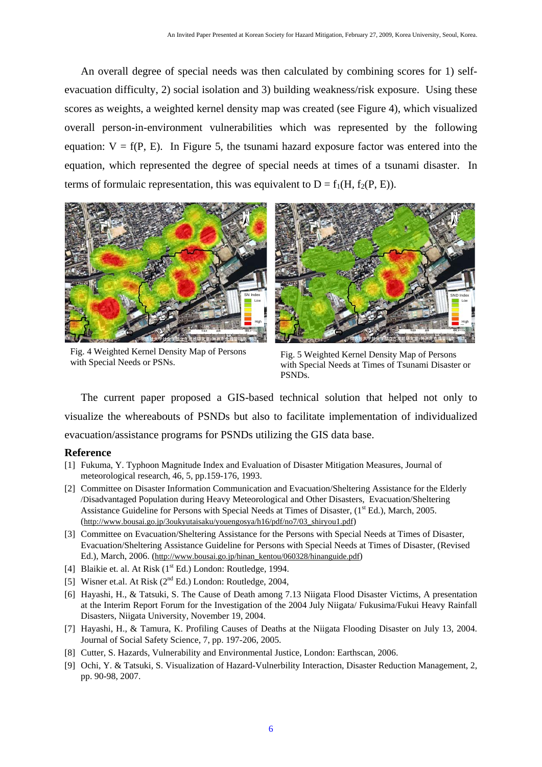An overall degree of special needs was then calculated by combining scores for 1) self-evacuation difficulty, 2) social isolation and 3) building weakness/risk exposure. Using these scores as weights, a weighted kernel density map was created (see Figure 4), which visualized overall person-in-environment vulnerabilities which was represented by the following equation: V = f(P, E). In Figure 5, the tsunami hazard exposure factor was entered into the equation, which represented the degree of special needs at times of a tsunami disaster. In terms of formulaic representation, this was equivalent to $D = f_1(H, f_2(P, E))$.

SN Index
Low
High

Fig. 4 Weighted Kernel Density Map of Persons with Special Needs or PSNs.

SND Index
Low
High

Fig. 5 Weighted Kernel Density Map of Persons with Special Needs at Times of Tsunami Disaster or PSNDs.

The current paper proposed a GIS-based technical solution that helped not only to visualize the whereabouts of PSNDs but also to facilitate implementation of individualized evacuation/assistance programs for PSNDs utilizing the GIS data base.

## Reference

[1] Fukuma, Y. Typhoon Magnitude Index and Evaluation of Disaster Mitigation Measures, Journal of meteorological research, 46, 5, pp.159-176, 1993.

[2] Committee on Disaster Information Communication and Evacuation/Sheltering Assistance for the Elderly /Disadvantaged Population during Heavy Meteorological and Other Disasters, Evacuation/Sheltering Assistance Guideline for Persons with Special Needs at Times of Disaster, (1st Ed.), March, 2005. (http://www.bousai.go.jp/3oukyutaisaku/youengosya/h16/pdf/no7/03_shiryou1.pdf)

[3] Committee on Evacuation/Sheltering Assistance for the Persons with Special Needs at Times of Disaster, Evacuation/Sheltering Assistance Guideline for Persons with Special Needs at Times of Disaster, (Revised Ed.), March, 2006. (http://www.bousai.go.jp/hinan_kentou/060328/hinanguide.pdf)

[4] Blaikie et. al. At Risk (1st Ed.) London: Routledge, 1994.

[5] Wisner et.al. At Risk (2nd Ed.) London: Routledge, 2004,

[6] Hayashi, H., & Tatsuki, S. The Cause of Death among 7.13 Niigata Flood Disaster Victims, A presentation at the Interim Report Forum for the Investigation of the 2004 July Niigata/ Fukusima/Fukui Heavy Rainfall Disasters, Niigata University, November 19, 2004.

[7] Hayashi, H., & Tamura, K. Profiling Causes of Deaths at the Niigata Flooding Disaster on July 13, 2004. Journal of Social Safety Science, 7, pp. 197-206, 2005.

[8] Cutter, S. Hazards, Vulnerability and Environmental Justice, London: Earthscan, 2006.

[9] Ochi, Y. & Tatsuki, S. Visualization of Hazard-Vulnerbility Interaction, Disaster Reduction Management, 2, pp. 90-98, 2007.